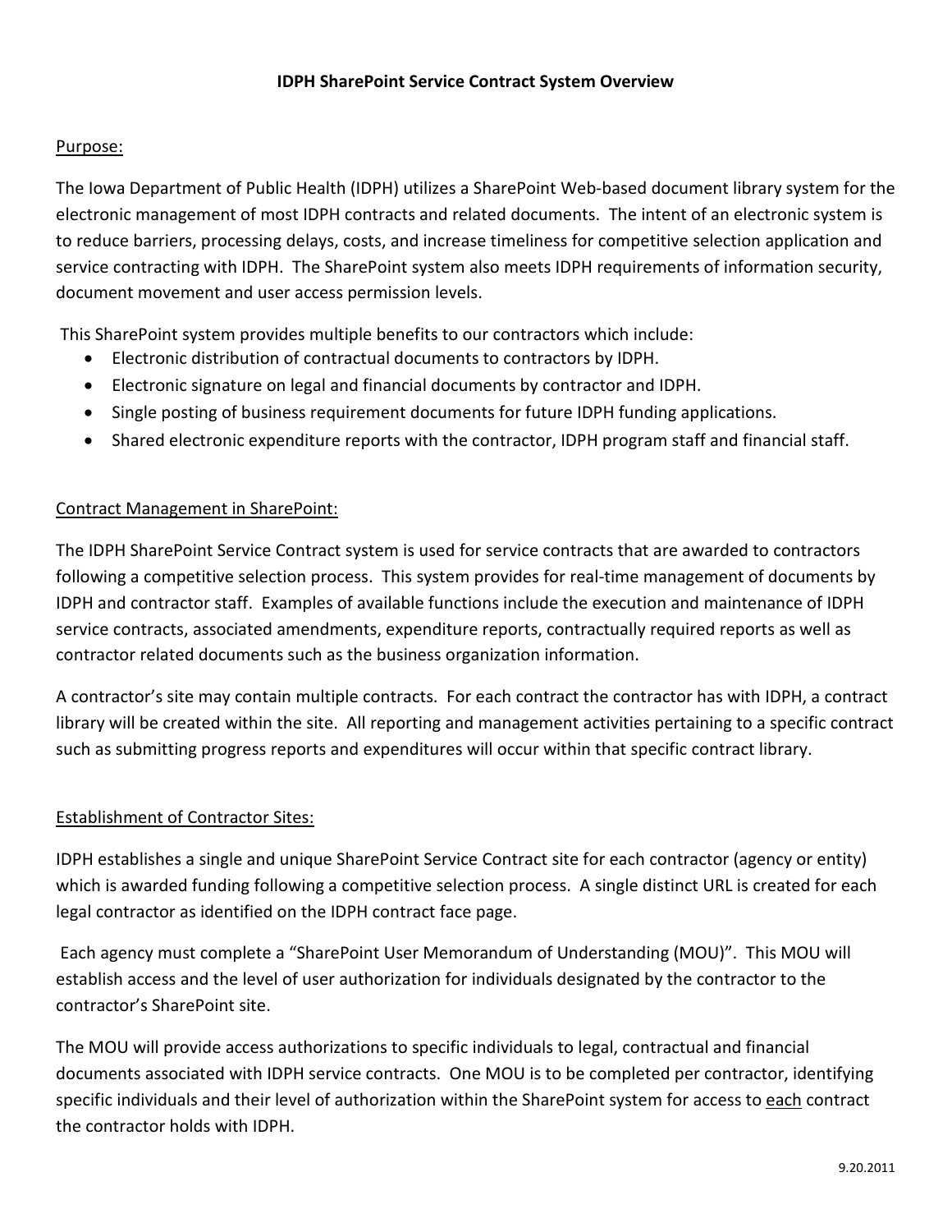# IDPH SharePoint Service Contract System Overview

## Purpose:

The Iowa Department of Public Health (IDPH) utilizes a SharePoint Web-based document library system for the electronic management of most IDPH contracts and related documents. The intent of an electronic system is to reduce barriers, processing delays, costs, and increase timeliness for competitive selection application and service contracting with IDPH. The SharePoint system also meets IDPH requirements of information security, document movement and user access permission levels.

This SharePoint system provides multiple benefits to our contractors which include:

- Electronic distribution of contractual documents to contractors by IDPH.
- Electronic signature on legal and financial documents by contractor and IDPH.
- Single posting of business requirement documents for future IDPH funding applications.
- Shared electronic expenditure reports with the contractor, IDPH program staff and financial staff.

## Contract Management in SharePoint:

The IDPH SharePoint Service Contract system is used for service contracts that are awarded to contractors following a competitive selection process. This system provides for real-time management of documents by IDPH and contractor staff. Examples of available functions include the execution and maintenance of IDPH service contracts, associated amendments, expenditure reports, contractually required reports as well as contractor related documents such as the business organization information.

A contractor's site may contain multiple contracts. For each contract the contractor has with IDPH, a contract library will be created within the site. All reporting and management activities pertaining to a specific contract such as submitting progress reports and expenditures will occur within that specific contract library.

## Establishment of Contractor Sites:

IDPH establishes a single and unique SharePoint Service Contract site for each contractor (agency or entity) which is awarded funding following a competitive selection process. A single distinct URL is created for each legal contractor as identified on the IDPH contract face page.

Each agency must complete a "SharePoint User Memorandum of Understanding (MOU)". This MOU will establish access and the level of user authorization for individuals designated by the contractor to the contractor's SharePoint site.

The MOU will provide access authorizations to specific individuals to legal, contractual and financial documents associated with IDPH service contracts. One MOU is to be completed per contractor, identifying specific individuals and their level of authorization within the SharePoint system for access to <u>each</u> contract the contractor holds with IDPH.

9.20.2011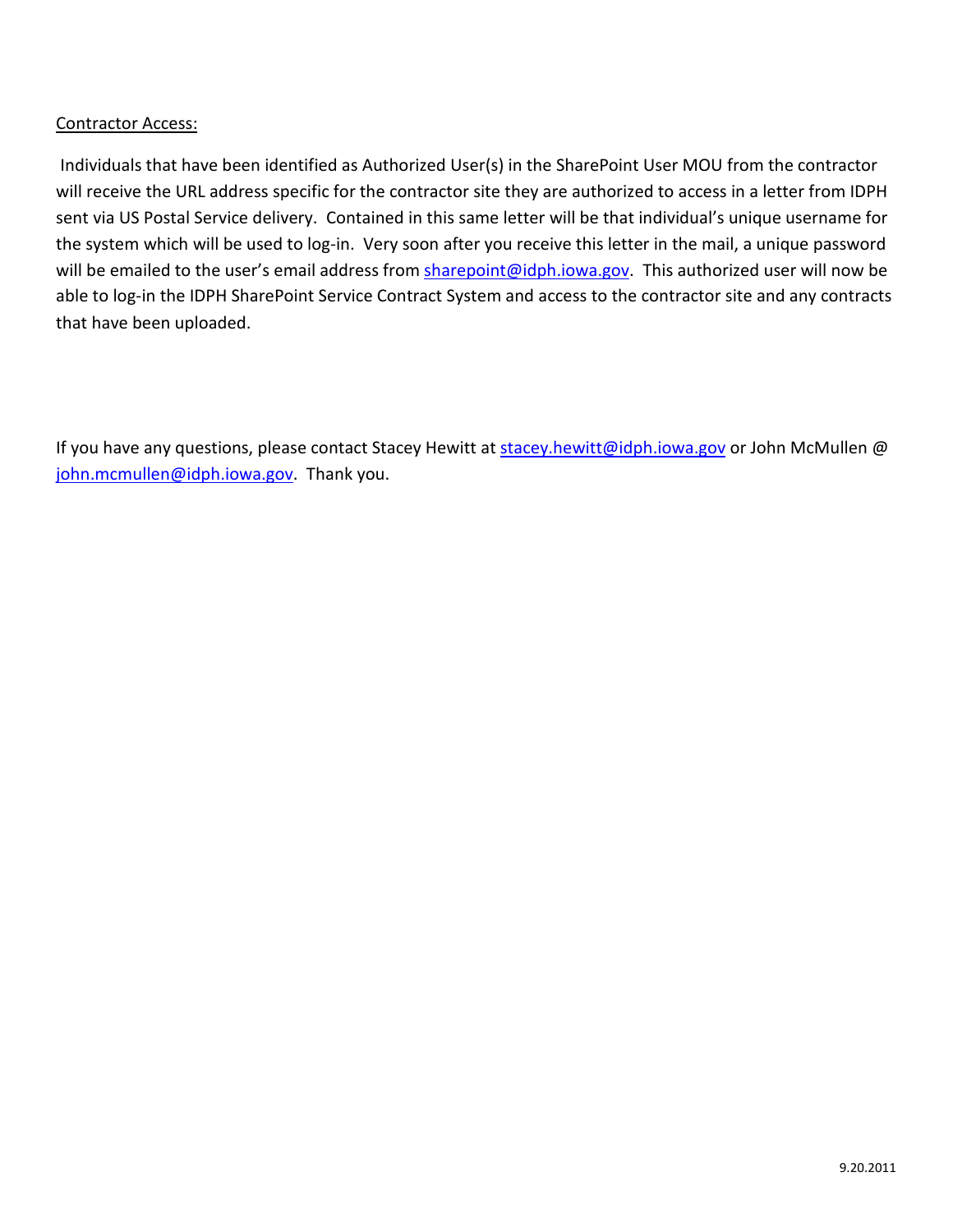Contractor Access:

Individuals that have been identified as Authorized User(s) in the SharePoint User MOU from the contractor will receive the URL address specific for the contractor site they are authorized to access in a letter from IDPH sent via US Postal Service delivery. Contained in this same letter will be that individual's unique username for the system which will be used to log-in. Very soon after you receive this letter in the mail, a unique password will be emailed to the user's email address from sharepoint@idph.iowa.gov. This authorized user will now be able to log-in the IDPH SharePoint Service Contract System and access to the contractor site and any contracts that have been uploaded.

If you have any questions, please contact Stacey Hewitt at stacey.hewitt@idph.iowa.gov or John McMullen @ john.mcmullen@idph.iowa.gov. Thank you.

9.20.2011